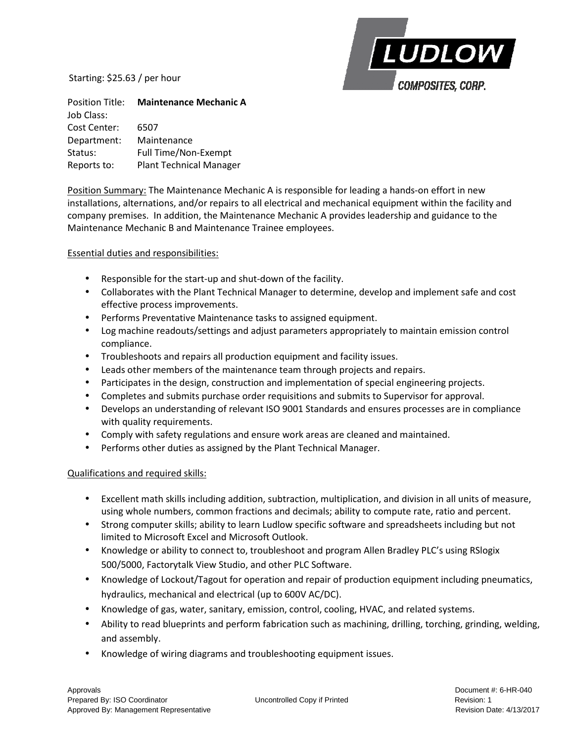LUDLOW COMPOSITES, CORP.

Starting: $25.63 / per hour

| | |
|---|---|
| Position Title: | **Maintenance Mechanic A** |
| Job Class: | |
| Cost Center: | 6507 |
| Department: | Maintenance |
| Status: | Full Time/Non-Exempt |
| Reports to: | Plant Technical Manager |

Position Summary: The Maintenance Mechanic A is responsible for leading a hands-on effort in new installations, alternations, and/or repairs to all electrical and mechanical equipment within the facility and company premises. In addition, the Maintenance Mechanic A provides leadership and guidance to the Maintenance Mechanic B and Maintenance Trainee employees.

Essential duties and responsibilities:

- Responsible for the start-up and shut-down of the facility.
- Collaborates with the Plant Technical Manager to determine, develop and implement safe and cost effective process improvements.
- Performs Preventative Maintenance tasks to assigned equipment.
- Log machine readouts/settings and adjust parameters appropriately to maintain emission control compliance.
- Troubleshoots and repairs all production equipment and facility issues.
- Leads other members of the maintenance team through projects and repairs.
- Participates in the design, construction and implementation of special engineering projects.
- Completes and submits purchase order requisitions and submits to Supervisor for approval.
- Develops an understanding of relevant ISO 9001 Standards and ensures processes are in compliance with quality requirements.
- Comply with safety regulations and ensure work areas are cleaned and maintained.
- Performs other duties as assigned by the Plant Technical Manager.

Qualifications and required skills:

- Excellent math skills including addition, subtraction, multiplication, and division in all units of measure, using whole numbers, common fractions and decimals; ability to compute rate, ratio and percent.
- Strong computer skills; ability to learn Ludlow specific software and spreadsheets including but not limited to Microsoft Excel and Microsoft Outlook.
- Knowledge or ability to connect to, troubleshoot and program Allen Bradley PLC's using RSlogix 500/5000, Factorytalk View Studio, and other PLC Software.
- Knowledge of Lockout/Tagout for operation and repair of production equipment including pneumatics, hydraulics, mechanical and electrical (up to 600V AC/DC).
- Knowledge of gas, water, sanitary, emission, control, cooling, HVAC, and related systems.
- Ability to read blueprints and perform fabrication such as machining, drilling, torching, grinding, welding, and assembly.
- Knowledge of wiring diagrams and troubleshooting equipment issues.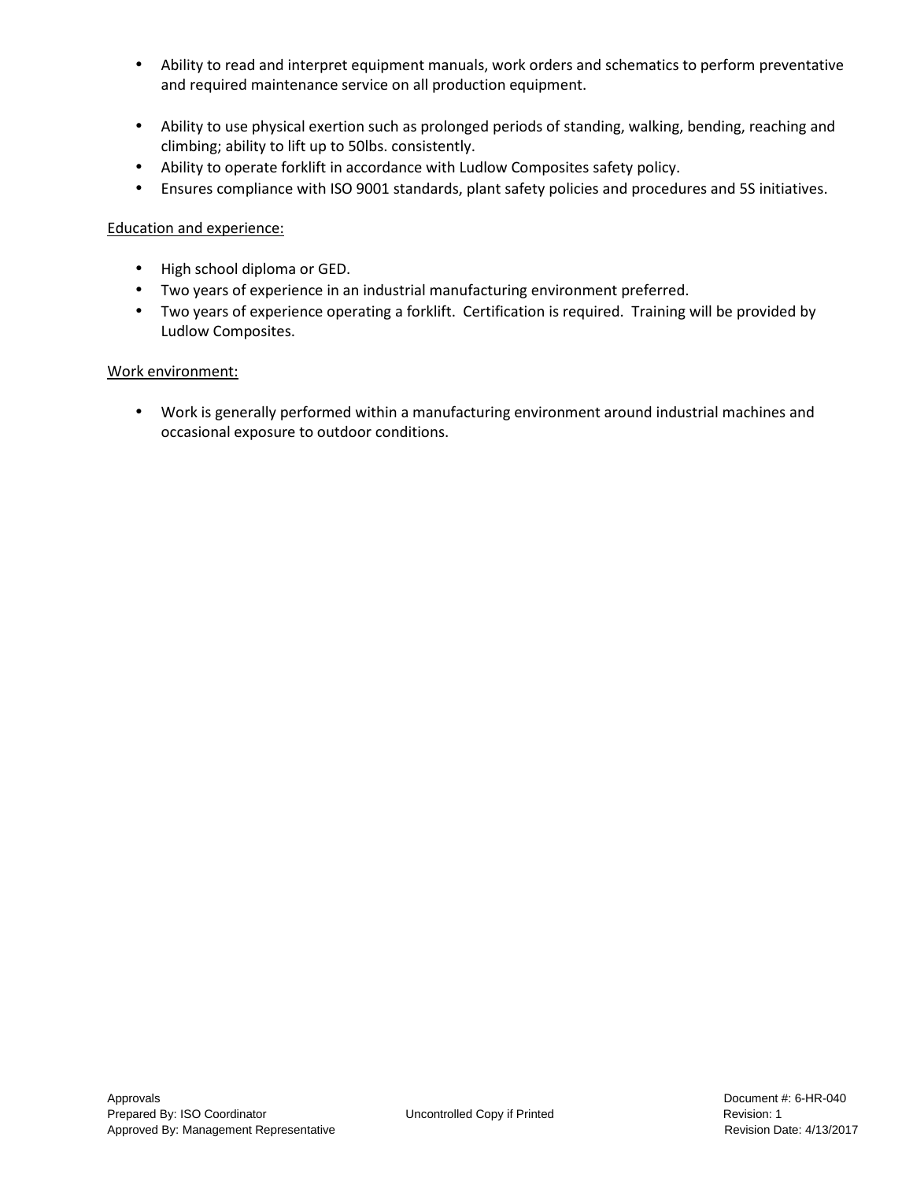- Ability to read and interpret equipment manuals, work orders and schematics to perform preventative and required maintenance service on all production equipment.
- Ability to use physical exertion such as prolonged periods of standing, walking, bending, reaching and climbing; ability to lift up to 50lbs. consistently.
- Ability to operate forklift in accordance with Ludlow Composites safety policy.
- Ensures compliance with ISO 9001 standards, plant safety policies and procedures and 5S initiatives.

<u>Education and experience:</u>

- High school diploma or GED.
- Two years of experience in an industrial manufacturing environment preferred.
- Two years of experience operating a forklift. Certification is required. Training will be provided by Ludlow Composites.

<u>Work environment:</u>

- Work is generally performed within a manufacturing environment around industrial machines and occasional exposure to outdoor conditions.

Approvals
Prepared By: ISO Coordinator
Approved By: Management Representative

Uncontrolled Copy if Printed

Document #: 6-HR-040
Revision: 1
Revision Date: 4/13/2017